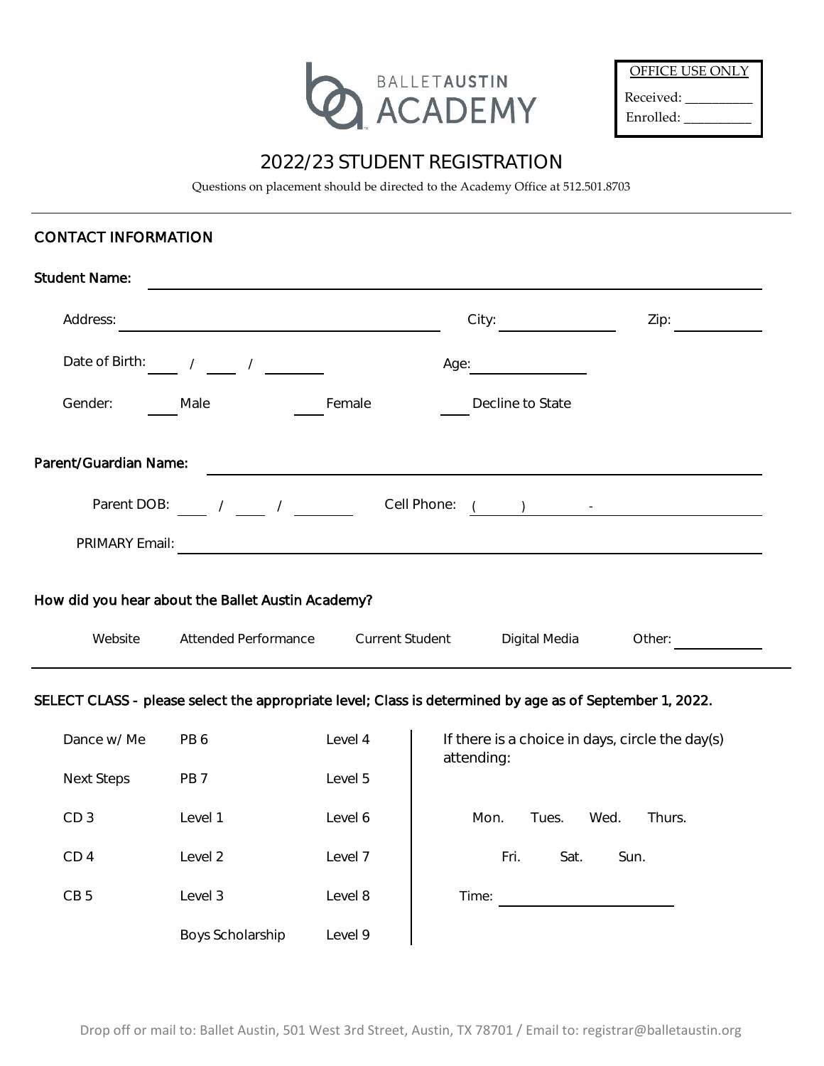BALLET AUSTIN ACADEMY

| OFFICE USE ONLY |
| --- |
| Received: __________ |
| Enrolled: __________ |

# 2022/23 STUDENT REGISTRATION

Questions on placement should be directed to the Academy Office at 512.501.8703

## CONTACT INFORMATION

**Student Name:** ____________________________________________

Address: ______________________________ City: ______________ Zip: __________

Date of Birth: ____ / ____ / ________ Age: ______________

Gender: ____ Male ____ Female ____ Decline to State

**Parent/Guardian Name:** ____________________________________________

Parent DOB: ____ / ____ / ________ Cell Phone: ( ) -

PRIMARY Email: ____________________________________________

**How did you hear about the Ballet Austin Academy?**

Website Attended Performance Current Student Digital Media Other: __________

**SELECT CLASS - please select the appropriate level; Class is determined by age as of September 1, 2022.**

| | | |
| --- | --- | --- |
| Dance w/ Me | PB 6 | Level 4 |
| Next Steps | PB 7 | Level 5 |
| CD 3 | Level 1 | Level 6 |
| CD 4 | Level 2 | Level 7 |
| CB 5 | Level 3 | Level 8 |
| | Boys Scholarship | Level 9 |

If there is a choice in days, circle the day(s) attending:

Mon. Tues. Wed. Thurs.

Fri. Sat. Sun.

Time: ____________________

Drop off or mail to: Ballet Austin, 501 West 3rd Street, Austin, TX 78701 / Email to: registrar@balletaustin.org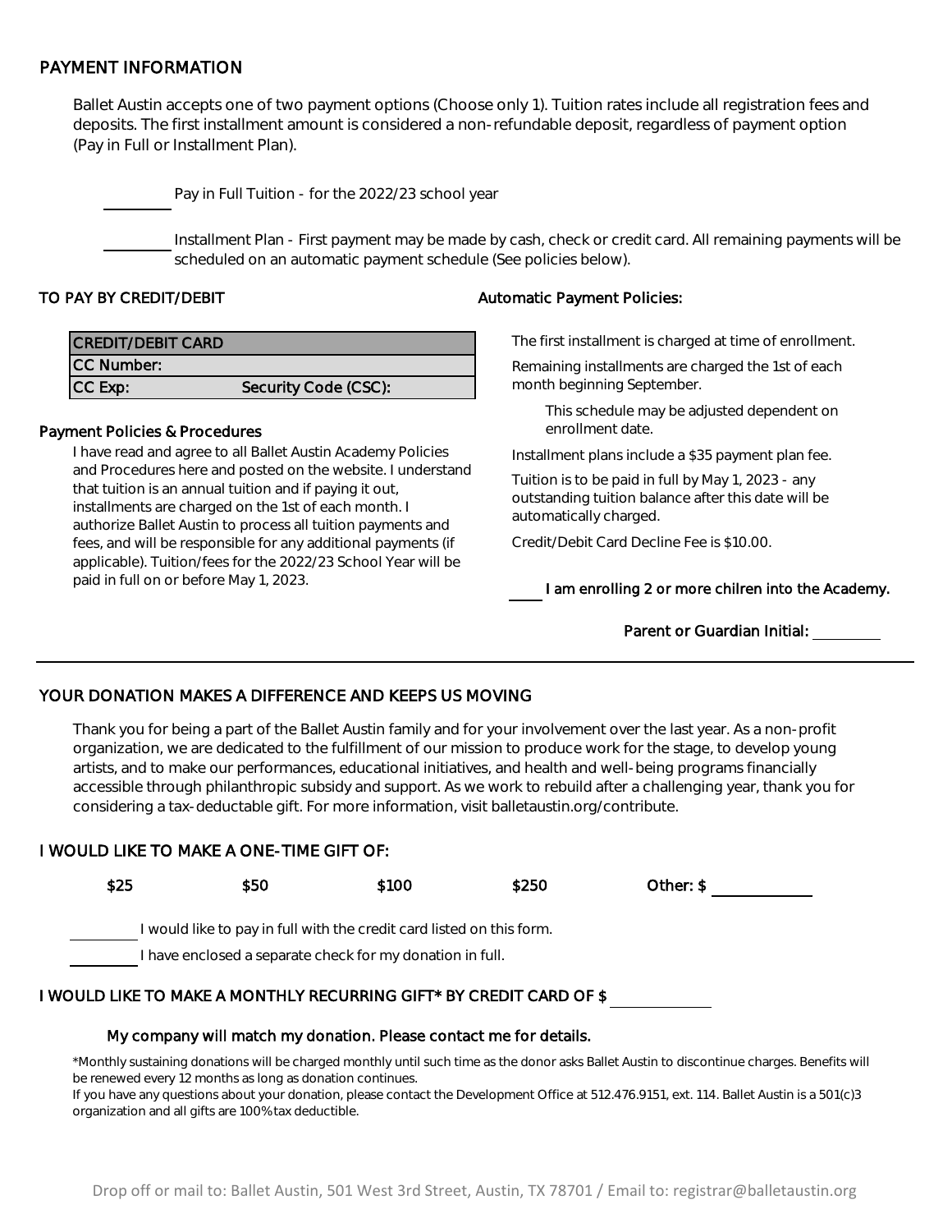## PAYMENT INFORMATION

Ballet Austin accepts one of two payment options (Choose only 1). Tuition rates include all registration fees and deposits. The first installment amount is considered a non-refundable deposit, regardless of payment option (Pay in Full or Installment Plan).

_________ Pay in Full Tuition - for the 2022/23 school year

_________ Installment Plan - First payment may be made by cash, check or credit card. All remaining payments will be scheduled on an automatic payment schedule (See policies below).

### TO PAY BY CREDIT/DEBIT

| CREDIT/DEBIT CARD | |
|---|---|
| CC Number: | |
| CC Exp: | Security Code (CSC): |

### Payment Policies & Procedures

I have read and agree to all Ballet Austin Academy Policies and Procedures here and posted on the website. I understand that tuition is an annual tuition and if paying it out, installments are charged on the 1st of each month. I authorize Ballet Austin to process all tuition payments and fees, and will be responsible for any additional payments (if applicable). Tuition/fees for the 2022/23 School Year will be paid in full on or before May 1, 2023.

### Automatic Payment Policies:

The first installment is charged at time of enrollment.

Remaining installments are charged the 1st of each month beginning September.

This schedule may be adjusted dependent on enrollment date.

Installment plans include a $35 payment plan fee.

Tuition is to be paid in full by May 1, 2023 - any outstanding tuition balance after this date will be automatically charged.

Credit/Debit Card Decline Fee is $10.00.

____ **I am enrolling 2 or more chilren into the Academy.**

**Parent or Guardian Initial:** _________

---

## YOUR DONATION MAKES A DIFFERENCE AND KEEPS US MOVING

Thank you for being a part of the Ballet Austin family and for your involvement over the last year. As a non-profit organization, we are dedicated to the fulfillment of our mission to produce work for the stage, to develop young artists, and to make our performances, educational initiatives, and health and well-being programs financially accessible through philanthropic subsidy and support. As we work to rebuild after a challenging year, thank you for considering a tax-deductable gift. For more information, visit balletaustin.org/contribute.

## I WOULD LIKE TO MAKE A ONE-TIME GIFT OF:

**$25** **$50** **$100** **$250** **Other: $** ___________

_________ I would like to pay in full with the credit card listed on this form.

_________ I have enclosed a separate check for my donation in full.

## I WOULD LIKE TO MAKE A MONTHLY RECURRING GIFT* BY CREDIT CARD OF $ ___________

**My company will match my donation. Please contact me for details.**

*Monthly sustaining donations will be charged monthly until such time as the donor asks Ballet Austin to discontinue charges. Benefits will be renewed every 12 months as long as donation continues.
If you have any questions about your donation, please contact the Development Office at 512.476.9151, ext. 114. Ballet Austin is a 501(c)3 organization and all gifts are 100% tax deductible.

Drop off or mail to: Ballet Austin, 501 West 3rd Street, Austin, TX 78701 / Email to: registrar@balletaustin.org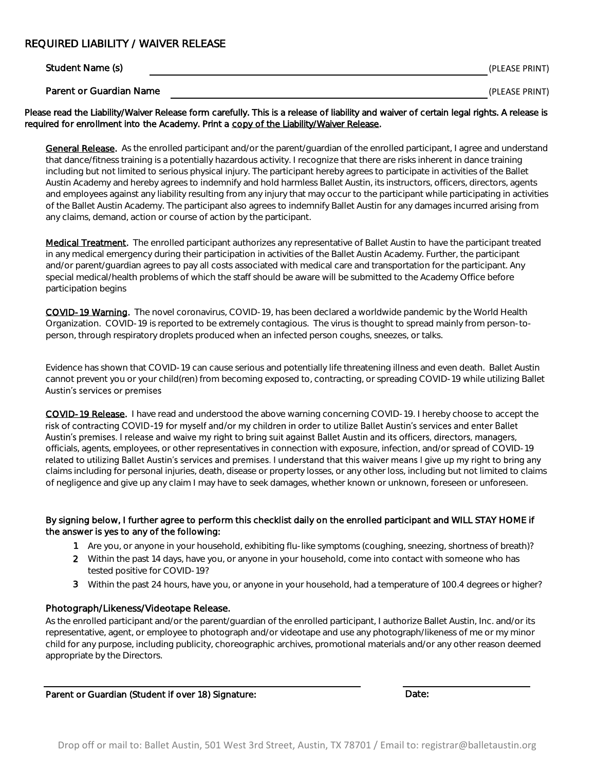## REQUIRED LIABILITY / WAIVER RELEASE

**Student Name (s)** ______________________________ (PLEASE PRINT)

**Parent or Guardian Name** ______________________________ (PLEASE PRINT)

**Please read the Liability/Waiver Release form carefully. This is a release of liability and waiver of certain legal rights. A release is required for enrollment into the Academy. Print a copy of the Liability/Waiver Release.**

General Release. As the enrolled participant and/or the parent/guardian of the enrolled participant, I agree and understand that dance/fitness training is a potentially hazardous activity. I recognize that there are risks inherent in dance training including but not limited to serious physical injury. The participant hereby agrees to participate in activities of the Ballet Austin Academy and hereby agrees to indemnify and hold harmless Ballet Austin, its instructors, officers, directors, agents and employees against any liability resulting from any injury that may occur to the participant while participating in activities of the Ballet Austin Academy. The participant also agrees to indemnify Ballet Austin for any damages incurred arising from any claims, demand, action or course of action by the participant.

Medical Treatment. The enrolled participant authorizes any representative of Ballet Austin to have the participant treated in any medical emergency during their participation in activities of the Ballet Austin Academy. Further, the participant and/or parent/guardian agrees to pay all costs associated with medical care and transportation for the participant. Any special medical/health problems of which the staff should be aware will be submitted to the Academy Office before participation begins

COVID-19 Warning. The novel coronavirus, COVID-19, has been declared a worldwide pandemic by the World Health Organization. COVID-19 is reported to be extremely contagious. The virus is thought to spread mainly from person-to-person, through respiratory droplets produced when an infected person coughs, sneezes, or talks.

Evidence has shown that COVID-19 can cause serious and potentially life threatening illness and even death. Ballet Austin cannot prevent you or your child(ren) from becoming exposed to, contracting, or spreading COVID-19 while utilizing Ballet Austin's services or premises

COVID-19 Release. I have read and understood the above warning concerning COVID-19. I hereby choose to accept the risk of contracting COVID-19 for myself and/or my children in order to utilize Ballet Austin's services and enter Ballet Austin's premises. I release and waive my right to bring suit against Ballet Austin and its officers, directors, managers, officials, agents, employees, or other representatives in connection with exposure, infection, and/or spread of COVID-19 related to utilizing Ballet Austin's services and premises. I understand that this waiver means I give up my right to bring any claims including for personal injuries, death, disease or property losses, or any other loss, including but not limited to claims of negligence and give up any claim I may have to seek damages, whether known or unknown, foreseen or unforeseen.

**By signing below, I further agree to perform this checklist daily on the enrolled participant and WILL STAY HOME if the answer is yes to any of the following:**

1. Are you, or anyone in your household, exhibiting flu-like symptoms (coughing, sneezing, shortness of breath)?
2. Within the past 14 days, have you, or anyone in your household, come into contact with someone who has tested positive for COVID-19?
3. Within the past 24 hours, have you, or anyone in your household, had a temperature of 100.4 degrees or higher?

**Photograph/Likeness/Videotape Release.**

As the enrolled participant and/or the parent/guardian of the enrolled participant, I authorize Ballet Austin, Inc. and/or its representative, agent, or employee to photograph and/or videotape and use any photograph/likeness of me or my minor child for any purpose, including publicity, choreographic archives, promotional materials and/or any other reason deemed appropriate by the Directors.

**Parent or Guardian (Student if over 18) Signature:** ______________________________ **Date:** ______________

Drop off or mail to: Ballet Austin, 501 West 3rd Street, Austin, TX 78701 / Email to: registrar@balletaustin.org